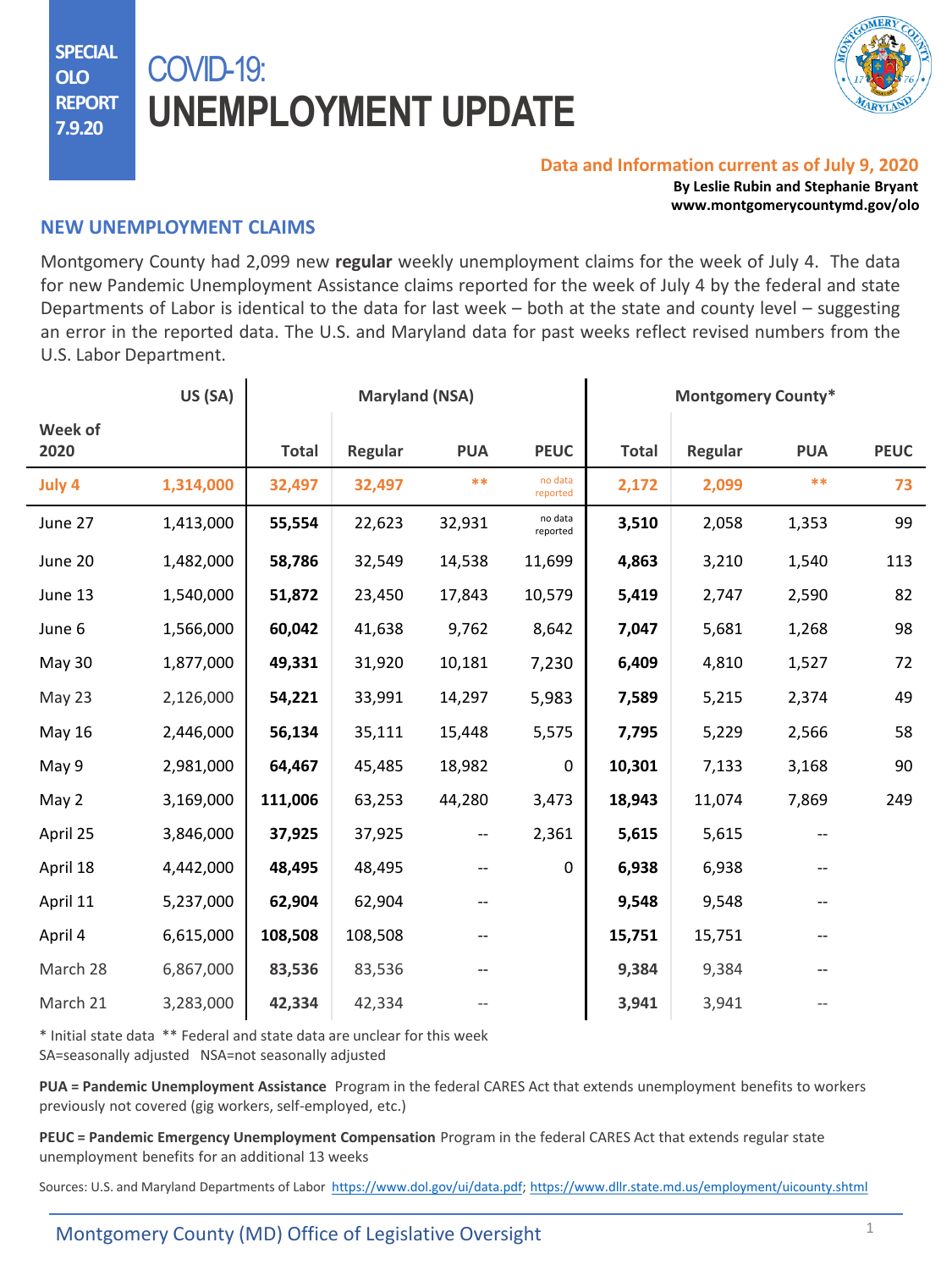SPECIAL OLO REPORT 7.9.20

# COVID-19: UNEMPLOYMENT UPDATE

**Data and Information current as of July 9, 2020**
**By Leslie Rubin and Stephanie Bryant**
**www.montgomerycountymd.gov/olo**

## NEW UNEMPLOYMENT CLAIMS

Montgomery County had 2,099 new **regular** weekly unemployment claims for the week of July 4. The data for new Pandemic Unemployment Assistance claims reported for the week of July 4 by the federal and state Departments of Labor is identical to the data for last week – both at the state and county level – suggesting an error in the reported data. The U.S. and Maryland data for past weeks reflect revised numbers from the U.S. Labor Department.

| | US (SA) | Maryland (NSA) | | | | Montgomery County* | | | |
|---|---|---|---|---|---|---|---|---|---|
| Week of 2020 | | Total | Regular | PUA | PEUC | Total | Regular | PUA | PEUC |
| July 4 | 1,314,000 | 32,497 | 32,497 | ** | no data reported | 2,172 | 2,099 | ** | 73 |
| June 27 | 1,413,000 | 55,554 | 22,623 | 32,931 | no data reported | 3,510 | 2,058 | 1,353 | 99 |
| June 20 | 1,482,000 | 58,786 | 32,549 | 14,538 | 11,699 | 4,863 | 3,210 | 1,540 | 113 |
| June 13 | 1,540,000 | 51,872 | 23,450 | 17,843 | 10,579 | 5,419 | 2,747 | 2,590 | 82 |
| June 6 | 1,566,000 | 60,042 | 41,638 | 9,762 | 8,642 | 7,047 | 5,681 | 1,268 | 98 |
| May 30 | 1,877,000 | 49,331 | 31,920 | 10,181 | 7,230 | 6,409 | 4,810 | 1,527 | 72 |
| May 23 | 2,126,000 | 54,221 | 33,991 | 14,297 | 5,983 | 7,589 | 5,215 | 2,374 | 49 |
| May 16 | 2,446,000 | 56,134 | 35,111 | 15,448 | 5,575 | 7,795 | 5,229 | 2,566 | 58 |
| May 9 | 2,981,000 | 64,467 | 45,485 | 18,982 | 0 | 10,301 | 7,133 | 3,168 | 90 |
| May 2 | 3,169,000 | 111,006 | 63,253 | 44,280 | 3,473 | 18,943 | 11,074 | 7,869 | 249 |
| April 25 | 3,846,000 | 37,925 | 37,925 | -- | 2,361 | 5,615 | 5,615 | -- | |
| April 18 | 4,442,000 | 48,495 | 48,495 | -- | 0 | 6,938 | 6,938 | -- | |
| April 11 | 5,237,000 | 62,904 | 62,904 | -- | | 9,548 | 9,548 | -- | |
| April 4 | 6,615,000 | 108,508 | 108,508 | -- | | 15,751 | 15,751 | -- | |
| March 28 | 6,867,000 | 83,536 | 83,536 | -- | | 9,384 | 9,384 | -- | |
| March 21 | 3,283,000 | 42,334 | 42,334 | -- | | 3,941 | 3,941 | -- | |

\* Initial state data ** Federal and state data are unclear for this week
SA=seasonally adjusted NSA=not seasonally adjusted

**PUA = Pandemic Unemployment Assistance** Program in the federal CARES Act that extends unemployment benefits to workers previously not covered (gig workers, self-employed, etc.)

**PEUC = Pandemic Emergency Unemployment Compensation** Program in the federal CARES Act that extends regular state unemployment benefits for an additional 13 weeks

Sources: U.S. and Maryland Departments of Labor https://www.dol.gov/ui/data.pdf; https://www.dllr.state.md.us/employment/uicounty.shtml

Montgomery County (MD) Office of Legislative Oversight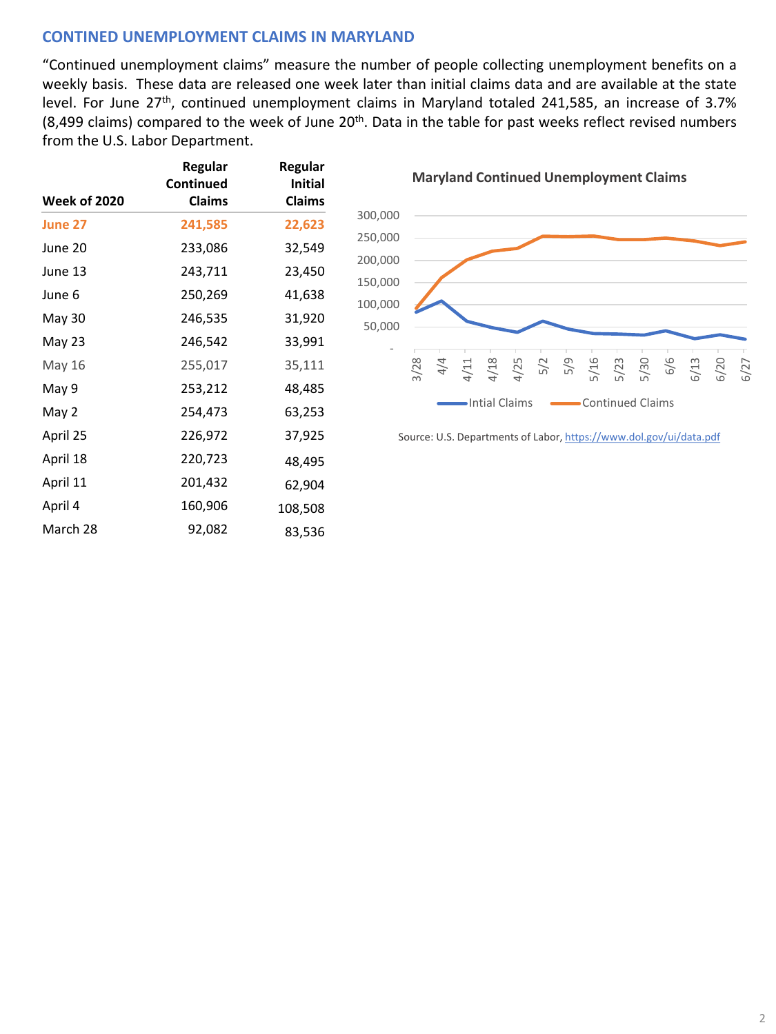## CONTINED UNEMPLOYMENT CLAIMS IN MARYLAND

"Continued unemployment claims" measure the number of people collecting unemployment benefits on a weekly basis. These data are released one week later than initial claims data and are available at the state level. For June 27th, continued unemployment claims in Maryland totaled 241,585, an increase of 3.7% (8,499 claims) compared to the week of June 20th. Data in the table for past weeks reflect revised numbers from the U.S. Labor Department.

| Week of 2020 | Regular Continued Claims | Regular Initial Claims |
|---|---|---|
| June 27 | 241,585 | 22,623 |
| June 20 | 233,086 | 32,549 |
| June 13 | 243,711 | 23,450 |
| June 6 | 250,269 | 41,638 |
| May 30 | 246,535 | 31,920 |
| May 23 | 246,542 | 33,991 |
| May 16 | 255,017 | 35,111 |
| May 9 | 253,212 | 48,485 |
| May 2 | 254,473 | 63,253 |
| April 25 | 226,972 | 37,925 |
| April 18 | 220,723 | 48,495 |
| April 11 | 201,432 | 62,904 |
| April 4 | 160,906 | 108,508 |
| March 28 | 92,082 | 83,536 |

**Maryland Continued Unemployment Claims**

300,000
250,000
200,000
150,000
100,000
50,000
-

3/28 4/4 4/11 4/18 4/25 5/2 5/9 5/16 5/23 5/30 6/6 6/13 6/20 6/27

Intial Claims Continued Claims

Source: U.S. Departments of Labor, https://www.dol.gov/ui/data.pdf